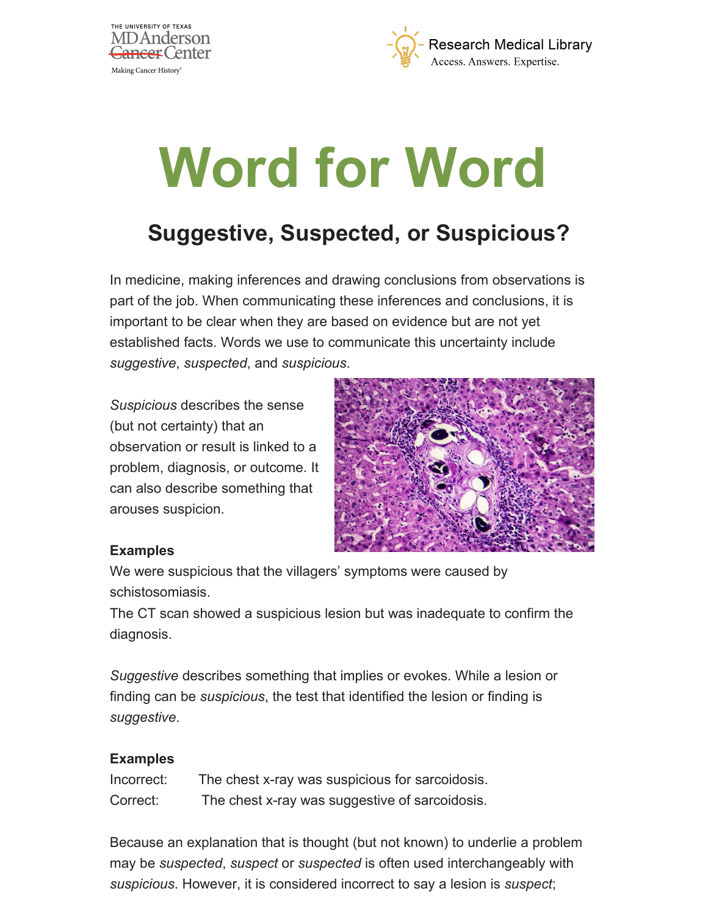# Word for Word

## Suggestive, Suspected, or Suspicious?

In medicine, making inferences and drawing conclusions from observations is part of the job. When communicating these inferences and conclusions, it is important to be clear when they are based on evidence but are not yet established facts. Words we use to communicate this uncertainty include *suggestive*, *suspected*, and *suspicious*.

*Suspicious* describes the sense (but not certainty) that an observation or result is linked to a problem, diagnosis, or outcome. It can also describe something that arouses suspicion.

**Examples**

We were suspicious that the villagers' symptoms were caused by schistosomiasis.
The CT scan showed a suspicious lesion but was inadequate to confirm the diagnosis.

*Suggestive* describes something that implies or evokes. While a lesion or finding can be *suspicious*, the test that identified the lesion or finding is *suggestive*.

**Examples**

| | |
|---|---|
| Incorrect: | The chest x-ray was suspicious for sarcoidosis. |
| Correct: | The chest x-ray was suggestive of sarcoidosis. |

Because an explanation that is thought (but not known) to underlie a problem may be *suspected*, *suspect* or *suspected* is often used interchangeably with *suspicious*. However, it is considered incorrect to say a lesion is *suspect*;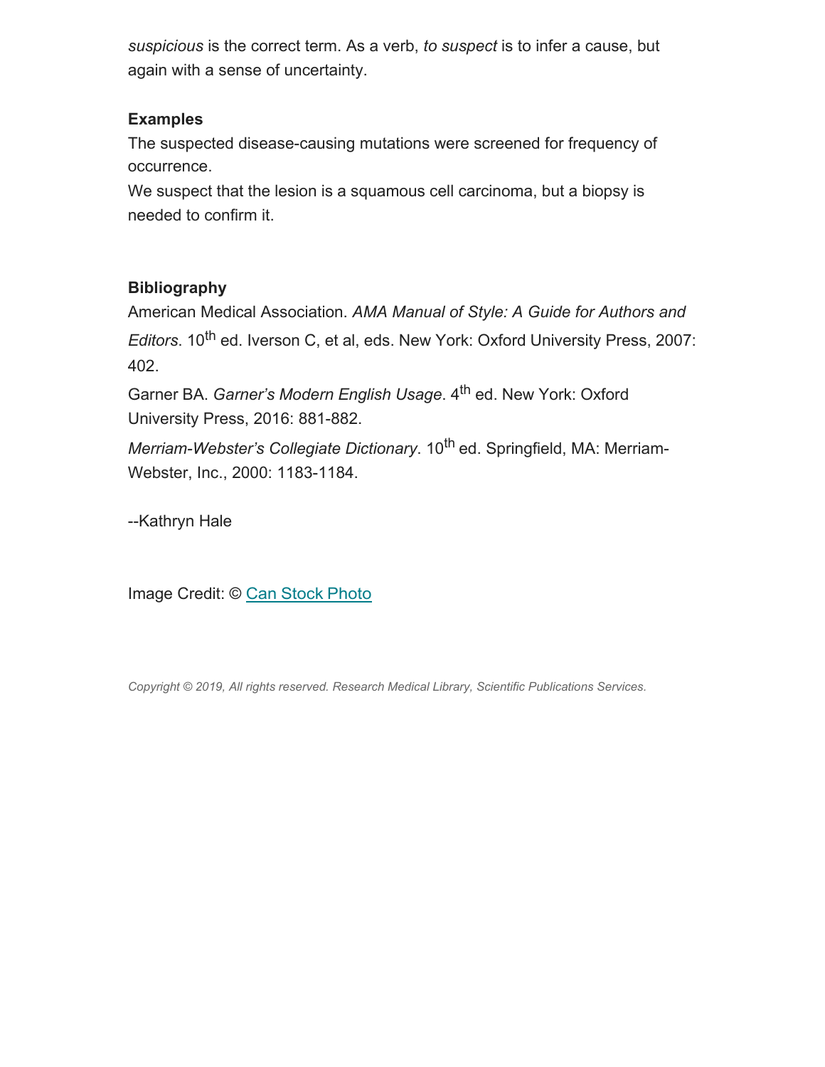*suspicious* is the correct term. As a verb, *to suspect* is to infer a cause, but again with a sense of uncertainty.

**Examples**

The suspected disease-causing mutations were screened for frequency of occurrence.

We suspect that the lesion is a squamous cell carcinoma, but a biopsy is needed to confirm it.

**Bibliography**

American Medical Association. *AMA Manual of Style: A Guide for Authors and Editors*. 10th ed. Iverson C, et al, eds. New York: Oxford University Press, 2007: 402.

Garner BA. *Garner's Modern English Usage*. 4th ed. New York: Oxford University Press, 2016: 881-882.

*Merriam-Webster's Collegiate Dictionary*. 10th ed. Springfield, MA: Merriam-Webster, Inc., 2000: 1183-1184.

--Kathryn Hale

Image Credit: © Can Stock Photo

*Copyright © 2019, All rights reserved. Research Medical Library, Scientific Publications Services.*